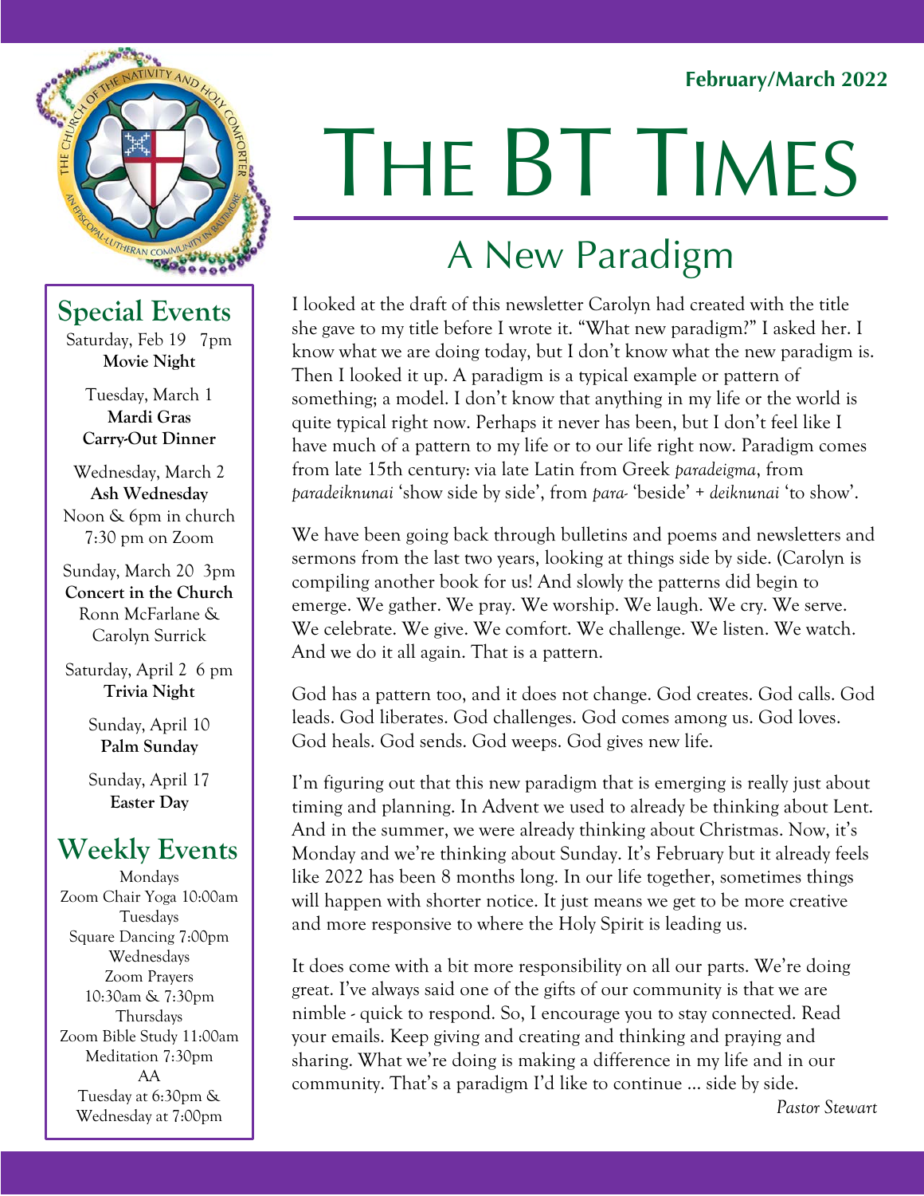February/March 2022

# THE BT TIMES

## A New Paradigm

I looked at the draft of this newsletter Carolyn had created with the title she gave to my title before I wrote it. "What new paradigm?" I asked her. I know what we are doing today, but I don't know what the new paradigm is. Then I looked it up. A paradigm is a typical example or pattern of something; a model. I don't know that anything in my life or the world is quite typical right now. Perhaps it never has been, but I don't feel like I have much of a pattern to my life or to our life right now. Paradigm comes from late 15th century: via late Latin from Greek *paradeigma*, from *paradeiknunai* 'show side by side', from *para-* 'beside' + *deiknunai* 'to show'.

We have been going back through bulletins and poems and newsletters and sermons from the last two years, looking at things side by side. (Carolyn is compiling another book for us! And slowly the patterns did begin to emerge. We gather. We pray. We worship. We laugh. We cry. We serve. We celebrate. We give. We comfort. We challenge. We listen. We watch. And we do it all again. That is a pattern.

God has a pattern too, and it does not change. God creates. God calls. God leads. God liberates. God challenges. God comes among us. God loves. God heals. God sends. God weeps. God gives new life.

I'm figuring out that this new paradigm that is emerging is really just about timing and planning. In Advent we used to already be thinking about Lent. And in the summer, we were already thinking about Christmas. Now, it's Monday and we're thinking about Sunday. It's February but it already feels like 2022 has been 8 months long. In our life together, sometimes things will happen with shorter notice. It just means we get to be more creative and more responsive to where the Holy Spirit is leading us.

It does come with a bit more responsibility on all our parts. We're doing great. I've always said one of the gifts of our community is that we are nimble - quick to respond. So, I encourage you to stay connected. Read your emails. Keep giving and creating and thinking and praying and sharing. What we're doing is making a difference in my life and in our community. That's a paradigm I'd like to continue ... side by side.

*Pastor Stewart*

## Special Events

Saturday, Feb 19 7pm
**Movie Night**

Tuesday, March 1
**Mardi Gras Carry-Out Dinner**

Wednesday, March 2
**Ash Wednesday**
Noon & 6pm in church
7:30 pm on Zoom

Sunday, March 20 3pm
**Concert in the Church**
Ronn McFarlane & Carolyn Surrick

Saturday, April 2 6 pm
**Trivia Night**

Sunday, April 10
**Palm Sunday**

Sunday, April 17
**Easter Day**

## Weekly Events

Mondays
Zoom Chair Yoga 10:00am

Tuesdays
Square Dancing 7:00pm

Wednesdays
Zoom Prayers
10:30am & 7:30pm

Thursdays
Zoom Bible Study 11:00am
Meditation 7:30pm

AA
Tuesday at 6:30pm &
Wednesday at 7:00pm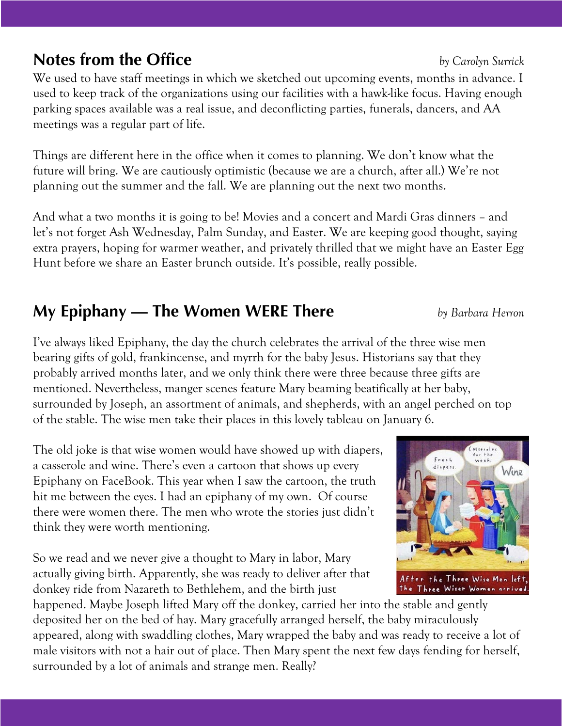## Notes from the Office

*by Carolyn Surrick*

We used to have staff meetings in which we sketched out upcoming events, months in advance. I used to keep track of the organizations using our facilities with a hawk-like focus. Having enough parking spaces available was a real issue, and deconflicting parties, funerals, dancers, and AA meetings was a regular part of life.

Things are different here in the office when it comes to planning. We don't know what the future will bring. We are cautiously optimistic (because we are a church, after all.) We're not planning out the summer and the fall. We are planning out the next two months.

And what a two months it is going to be! Movies and a concert and Mardi Gras dinners – and let's not forget Ash Wednesday, Palm Sunday, and Easter. We are keeping good thought, saying extra prayers, hoping for warmer weather, and privately thrilled that we might have an Easter Egg Hunt before we share an Easter brunch outside. It's possible, really possible.

## My Epiphany — The Women WERE There

*by Barbara Herron*

I've always liked Epiphany, the day the church celebrates the arrival of the three wise men bearing gifts of gold, frankincense, and myrrh for the baby Jesus. Historians say that they probably arrived months later, and we only think there were three because three gifts are mentioned. Nevertheless, manger scenes feature Mary beaming beatifically at her baby, surrounded by Joseph, an assortment of animals, and shepherds, with an angel perched on top of the stable. The wise men take their places in this lovely tableau on January 6.

The old joke is that wise women would have showed up with diapers, a casserole and wine. There's even a cartoon that shows up every Epiphany on FaceBook. This year when I saw the cartoon, the truth hit me between the eyes. I had an epiphany of my own. Of course there were women there. The men who wrote the stories just didn't think they were worth mentioning.

So we read and we never give a thought to Mary in labor, Mary actually giving birth. Apparently, she was ready to deliver after that donkey ride from Nazareth to Bethlehem, and the birth just happened. Maybe Joseph lifted Mary off the donkey, carried her into the stable and gently deposited her on the bed of hay. Mary gracefully arranged herself, the baby miraculously appeared, along with swaddling clothes, Mary wrapped the baby and was ready to receive a lot of male visitors with not a hair out of place. Then Mary spent the next few days fending for herself, surrounded by a lot of animals and strange men. Really?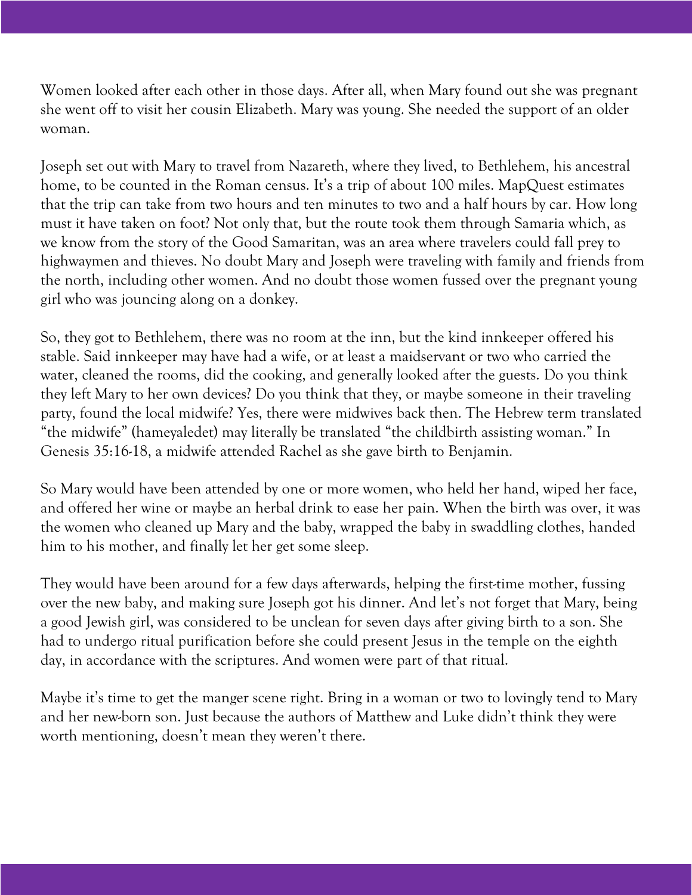Women looked after each other in those days. After all, when Mary found out she was pregnant she went off to visit her cousin Elizabeth. Mary was young. She needed the support of an older woman.

Joseph set out with Mary to travel from Nazareth, where they lived, to Bethlehem, his ancestral home, to be counted in the Roman census. It's a trip of about 100 miles. MapQuest estimates that the trip can take from two hours and ten minutes to two and a half hours by car. How long must it have taken on foot? Not only that, but the route took them through Samaria which, as we know from the story of the Good Samaritan, was an area where travelers could fall prey to highwaymen and thieves. No doubt Mary and Joseph were traveling with family and friends from the north, including other women. And no doubt those women fussed over the pregnant young girl who was jouncing along on a donkey.

So, they got to Bethlehem, there was no room at the inn, but the kind innkeeper offered his stable. Said innkeeper may have had a wife, or at least a maidservant or two who carried the water, cleaned the rooms, did the cooking, and generally looked after the guests. Do you think they left Mary to her own devices? Do you think that they, or maybe someone in their traveling party, found the local midwife? Yes, there were midwives back then. The Hebrew term translated "the midwife" (hameyaledet) may literally be translated "the childbirth assisting woman." In Genesis 35:16-18, a midwife attended Rachel as she gave birth to Benjamin.

So Mary would have been attended by one or more women, who held her hand, wiped her face, and offered her wine or maybe an herbal drink to ease her pain. When the birth was over, it was the women who cleaned up Mary and the baby, wrapped the baby in swaddling clothes, handed him to his mother, and finally let her get some sleep.

They would have been around for a few days afterwards, helping the first-time mother, fussing over the new baby, and making sure Joseph got his dinner. And let's not forget that Mary, being a good Jewish girl, was considered to be unclean for seven days after giving birth to a son. She had to undergo ritual purification before she could present Jesus in the temple on the eighth day, in accordance with the scriptures. And women were part of that ritual.

Maybe it's time to get the manger scene right. Bring in a woman or two to lovingly tend to Mary and her new-born son. Just because the authors of Matthew and Luke didn't think they were worth mentioning, doesn't mean they weren't there.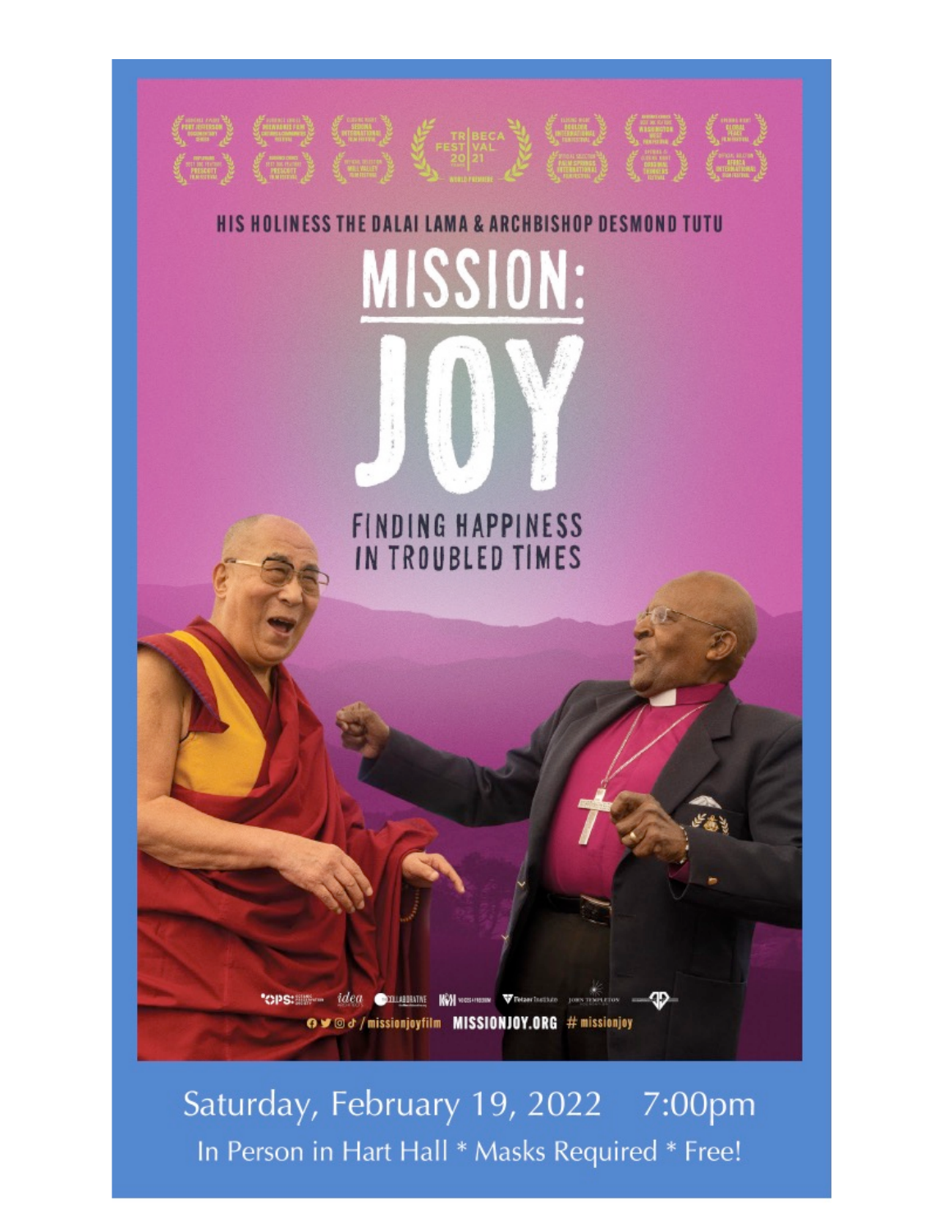HIS HOLINESS THE DALAI LAMA & ARCHBISHOP DESMOND TUTU

# MISSION: JOY

## FINDING HAPPINESS IN TROUBLED TIMES

/missionjoyfilm MISSIONJOY.ORG #missionjoy

Saturday, February 19, 2022 7:00pm

In Person in Hart Hall * Masks Required * Free!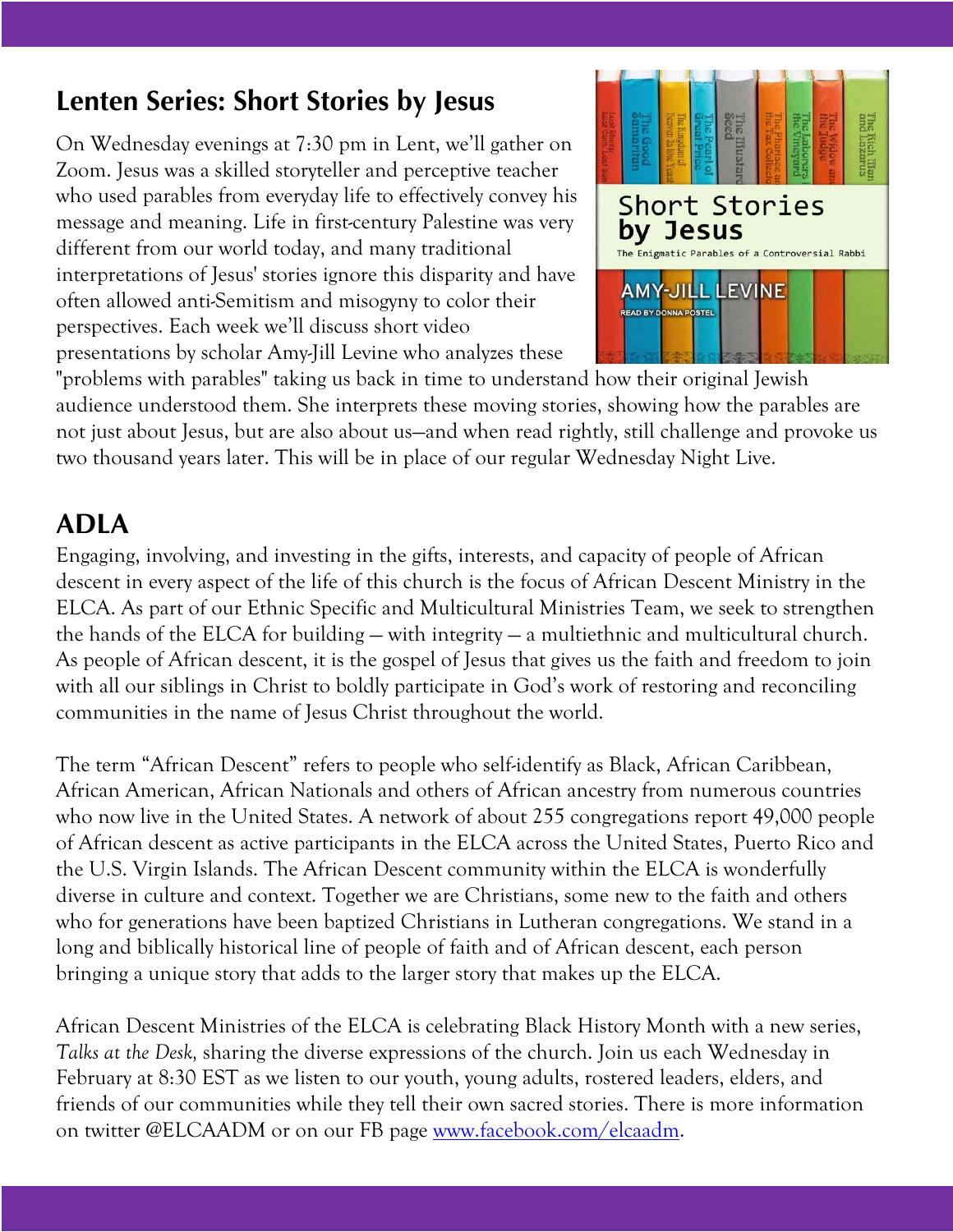## Lenten Series: Short Stories by Jesus

On Wednesday evenings at 7:30 pm in Lent, we'll gather on Zoom. Jesus was a skilled storyteller and perceptive teacher who used parables from everyday life to effectively convey his message and meaning. Life in first-century Palestine was very different from our world today, and many traditional interpretations of Jesus' stories ignore this disparity and have often allowed anti-Semitism and misogyny to color their perspectives. Each week we'll discuss short video presentations by scholar Amy-Jill Levine who analyzes these "problems with parables" taking us back in time to understand how their original Jewish audience understood them. She interprets these moving stories, showing how the parables are not just about Jesus, but are also about us—and when read rightly, still challenge and provoke us two thousand years later. This will be in place of our regular Wednesday Night Live.

## ADLA

Engaging, involving, and investing in the gifts, interests, and capacity of people of African descent in every aspect of the life of this church is the focus of African Descent Ministry in the ELCA. As part of our Ethnic Specific and Multicultural Ministries Team, we seek to strengthen the hands of the ELCA for building — with integrity — a multiethnic and multicultural church. As people of African descent, it is the gospel of Jesus that gives us the faith and freedom to join with all our siblings in Christ to boldly participate in God's work of restoring and reconciling communities in the name of Jesus Christ throughout the world.

The term "African Descent" refers to people who self-identify as Black, African Caribbean, African American, African Nationals and others of African ancestry from numerous countries who now live in the United States. A network of about 255 congregations report 49,000 people of African descent as active participants in the ELCA across the United States, Puerto Rico and the U.S. Virgin Islands. The African Descent community within the ELCA is wonderfully diverse in culture and context. Together we are Christians, some new to the faith and others who for generations have been baptized Christians in Lutheran congregations. We stand in a long and biblically historical line of people of faith and of African descent, each person bringing a unique story that adds to the larger story that makes up the ELCA.

African Descent Ministries of the ELCA is celebrating Black History Month with a new series, *Talks at the Desk,* sharing the diverse expressions of the church. Join us each Wednesday in February at 8:30 EST as we listen to our youth, young adults, rostered leaders, elders, and friends of our communities while they tell their own sacred stories. There is more information on twitter @ELCAADM or on our FB page www.facebook.com/elcaadm.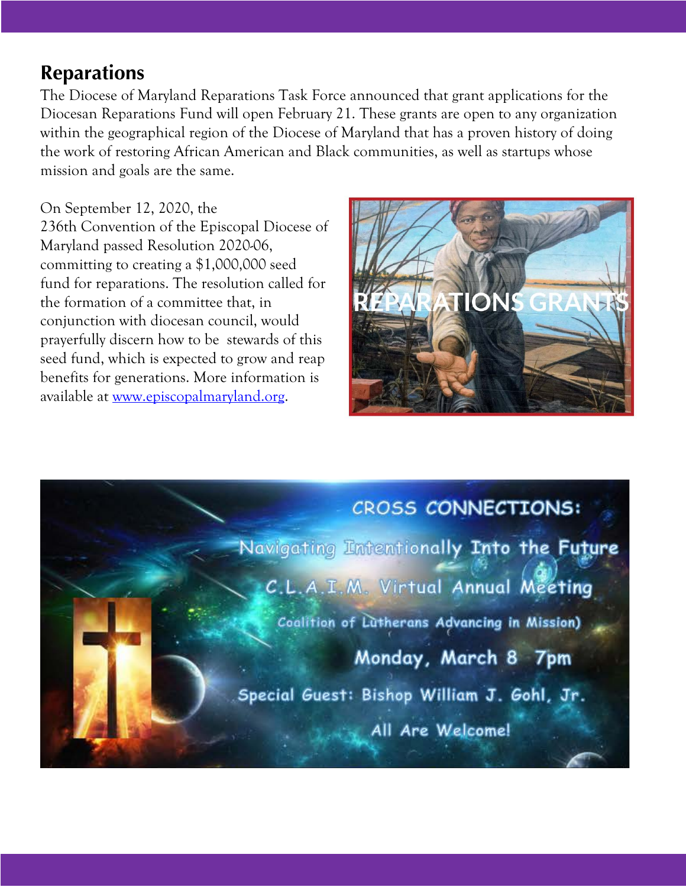## Reparations

The Diocese of Maryland Reparations Task Force announced that grant applications for the Diocesan Reparations Fund will open February 21. These grants are open to any organization within the geographical region of the Diocese of Maryland that has a proven history of doing the work of restoring African American and Black communities, as well as startups whose mission and goals are the same.

On September 12, 2020, the 236th Convention of the Episcopal Diocese of Maryland passed Resolution 2020-06, committing to creating a $1,000,000 seed fund for reparations. The resolution called for the formation of a committee that, in conjunction with diocesan council, would prayerfully discern how to be stewards of this seed fund, which is expected to grow and reap benefits for generations. More information is available at [www.episcopalmaryland.org](http://www.episcopalmaryland.org).

REPARATIONS GRANTS

CROSS CONNECTIONS:

Navigating Intentionally Into the Future

C.L.A.I.M. Virtual Annual Meeting

Coalition of Lutherans Advancing in Mission)

Monday, March 8 7pm

Special Guest: Bishop William J. Gohl, Jr.

All Are Welcome!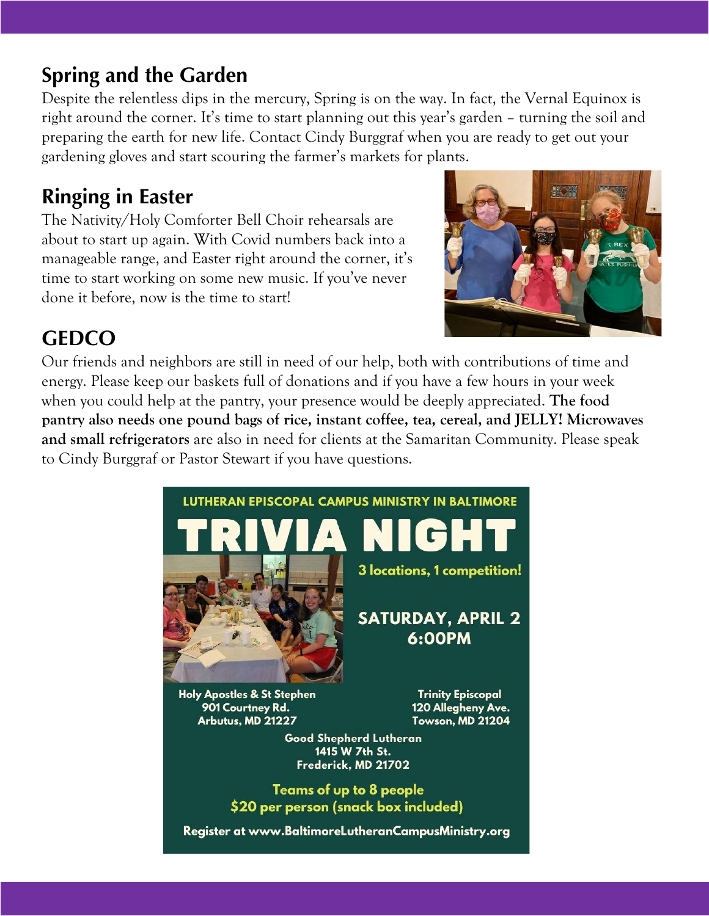## Spring and the Garden

Despite the relentless dips in the mercury, Spring is on the way. In fact, the Vernal Equinox is right around the corner. It's time to start planning out this year's garden – turning the soil and preparing the earth for new life. Contact Cindy Burggraf when you are ready to get out your gardening gloves and start scouring the farmer's markets for plants.

## Ringing in Easter

The Nativity/Holy Comforter Bell Choir rehearsals are about to start up again. With Covid numbers back into a manageable range, and Easter right around the corner, it's time to start working on some new music. If you've never done it before, now is the time to start!

## GEDCO

Our friends and neighbors are still in need of our help, both with contributions of time and energy. Please keep our baskets full of donations and if you have a few hours in your week when you could help at the pantry, your presence would be deeply appreciated. **The food pantry also needs one pound bags of rice, instant coffee, tea, cereal, and JELLY! Microwaves and small refrigerators** are also in need for clients at the Samaritan Community. Please speak to Cindy Burggraf or Pastor Stewart if you have questions.

LUTHERAN EPISCOPAL CAMPUS MINISTRY IN BALTIMORE

# TRIVIA NIGHT

3 locations, 1 competition!

SATURDAY, APRIL 2
6:00PM

Holy Apostles & St Stephen
901 Courtney Rd.
Arbutus, MD 21227

Trinity Episcopal
120 Allegheny Ave.
Towson, MD 21204

Good Shepherd Lutheran
1415 W 7th St.
Frederick, MD 21702

Teams of up to 8 people
$20 per person (snack box included)

Register at www.BaltimoreLutheranCampusMinistry.org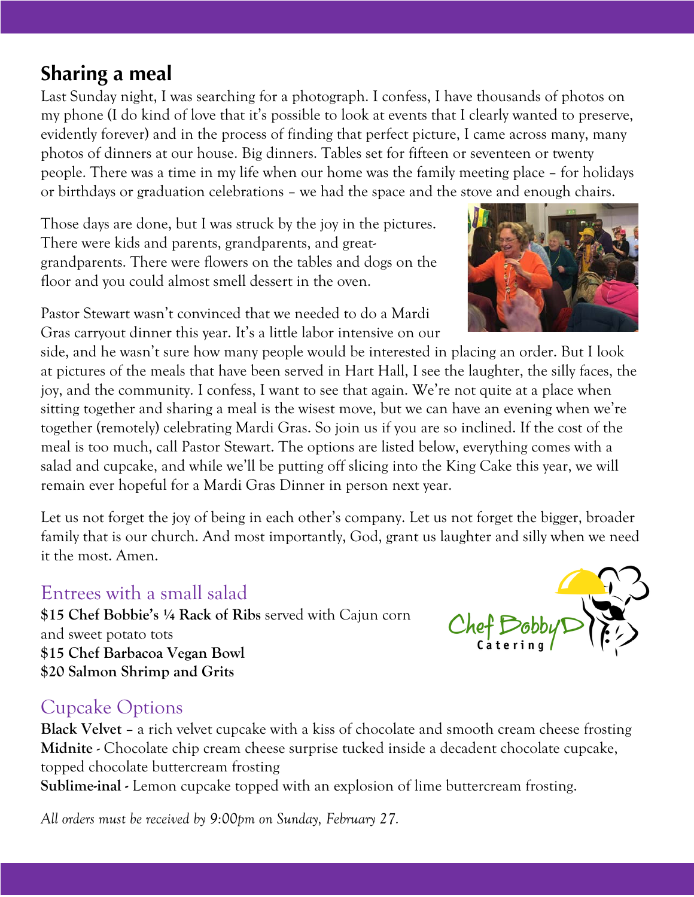## Sharing a meal

Last Sunday night, I was searching for a photograph. I confess, I have thousands of photos on my phone (I do kind of love that it's possible to look at events that I clearly wanted to preserve, evidently forever) and in the process of finding that perfect picture, I came across many, many photos of dinners at our house. Big dinners. Tables set for fifteen or seventeen or twenty people. There was a time in my life when our home was the family meeting place – for holidays or birthdays or graduation celebrations – we had the space and the stove and enough chairs.

Those days are done, but I was struck by the joy in the pictures. There were kids and parents, grandparents, and great-grandparents. There were flowers on the tables and dogs on the floor and you could almost smell dessert in the oven.

Pastor Stewart wasn't convinced that we needed to do a Mardi Gras carryout dinner this year. It's a little labor intensive on our side, and he wasn't sure how many people would be interested in placing an order. But I look at pictures of the meals that have been served in Hart Hall, I see the laughter, the silly faces, the joy, and the community. I confess, I want to see that again. We're not quite at a place when sitting together and sharing a meal is the wisest move, but we can have an evening when we're together (remotely) celebrating Mardi Gras. So join us if you are so inclined. If the cost of the meal is too much, call Pastor Stewart. The options are listed below, everything comes with a salad and cupcake, and while we'll be putting off slicing into the King Cake this year, we will remain ever hopeful for a Mardi Gras Dinner in person next year.

Let us not forget the joy of being in each other's company. Let us not forget the bigger, broader family that is our church. And most importantly, God, grant us laughter and silly when we need it the most. Amen.

### Entrees with a small salad

**$15 Chef Bobbie's ¼ Rack of Ribs** served with Cajun corn and sweet potato tots
**$15 Chef Barbacoa Vegan Bowl**
**$20 Salmon Shrimp and Grits**

Chef BobbyD Catering

### Cupcake Options

**Black Velvet** – a rich velvet cupcake with a kiss of chocolate and smooth cream cheese frosting
**Midnite** - Chocolate chip cream cheese surprise tucked inside a decadent chocolate cupcake, topped chocolate buttercream frosting
**Sublime-inal** - Lemon cupcake topped with an explosion of lime buttercream frosting.

*All orders must be received by 9:00pm on Sunday, February 27.*